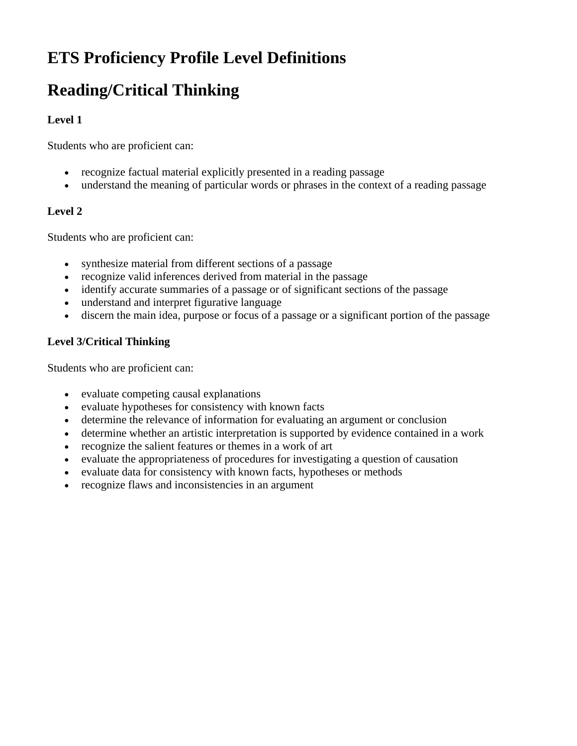# ETS Proficiency Profile Level Definitions

# Reading/Critical Thinking

**Level 1**

Students who are proficient can:

- recognize factual material explicitly presented in a reading passage
- understand the meaning of particular words or phrases in the context of a reading passage

**Level 2**

Students who are proficient can:

- synthesize material from different sections of a passage
- recognize valid inferences derived from material in the passage
- identify accurate summaries of a passage or of significant sections of the passage
- understand and interpret figurative language
- discern the main idea, purpose or focus of a passage or a significant portion of the passage

**Level 3/Critical Thinking**

Students who are proficient can:

- evaluate competing causal explanations
- evaluate hypotheses for consistency with known facts
- determine the relevance of information for evaluating an argument or conclusion
- determine whether an artistic interpretation is supported by evidence contained in a work
- recognize the salient features or themes in a work of art
- evaluate the appropriateness of procedures for investigating a question of causation
- evaluate data for consistency with known facts, hypotheses or methods
- recognize flaws and inconsistencies in an argument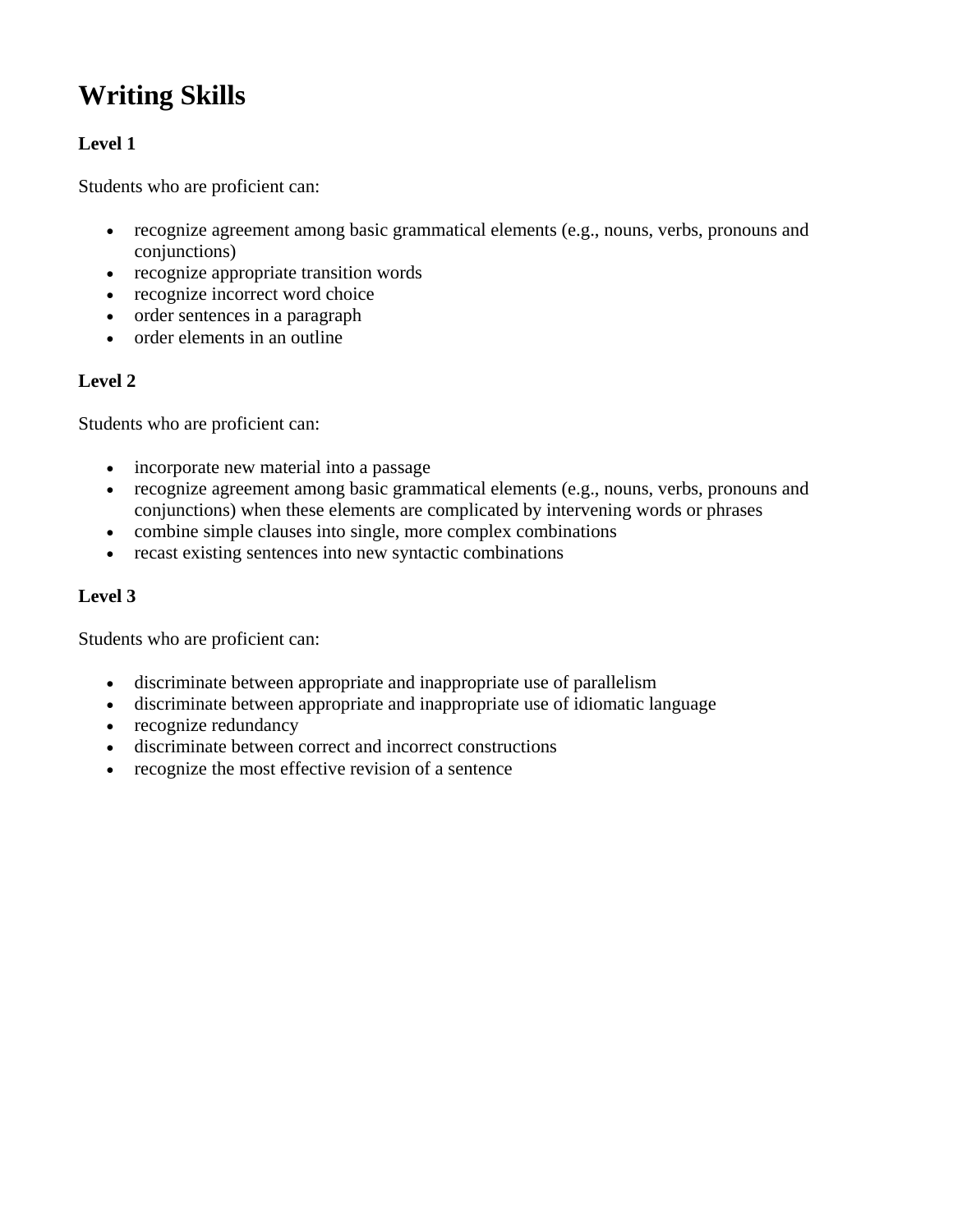# Writing Skills

**Level 1**

Students who are proficient can:

- recognize agreement among basic grammatical elements (e.g., nouns, verbs, pronouns and conjunctions)
- recognize appropriate transition words
- recognize incorrect word choice
- order sentences in a paragraph
- order elements in an outline

**Level 2**

Students who are proficient can:

- incorporate new material into a passage
- recognize agreement among basic grammatical elements (e.g., nouns, verbs, pronouns and conjunctions) when these elements are complicated by intervening words or phrases
- combine simple clauses into single, more complex combinations
- recast existing sentences into new syntactic combinations

**Level 3**

Students who are proficient can:

- discriminate between appropriate and inappropriate use of parallelism
- discriminate between appropriate and inappropriate use of idiomatic language
- recognize redundancy
- discriminate between correct and incorrect constructions
- recognize the most effective revision of a sentence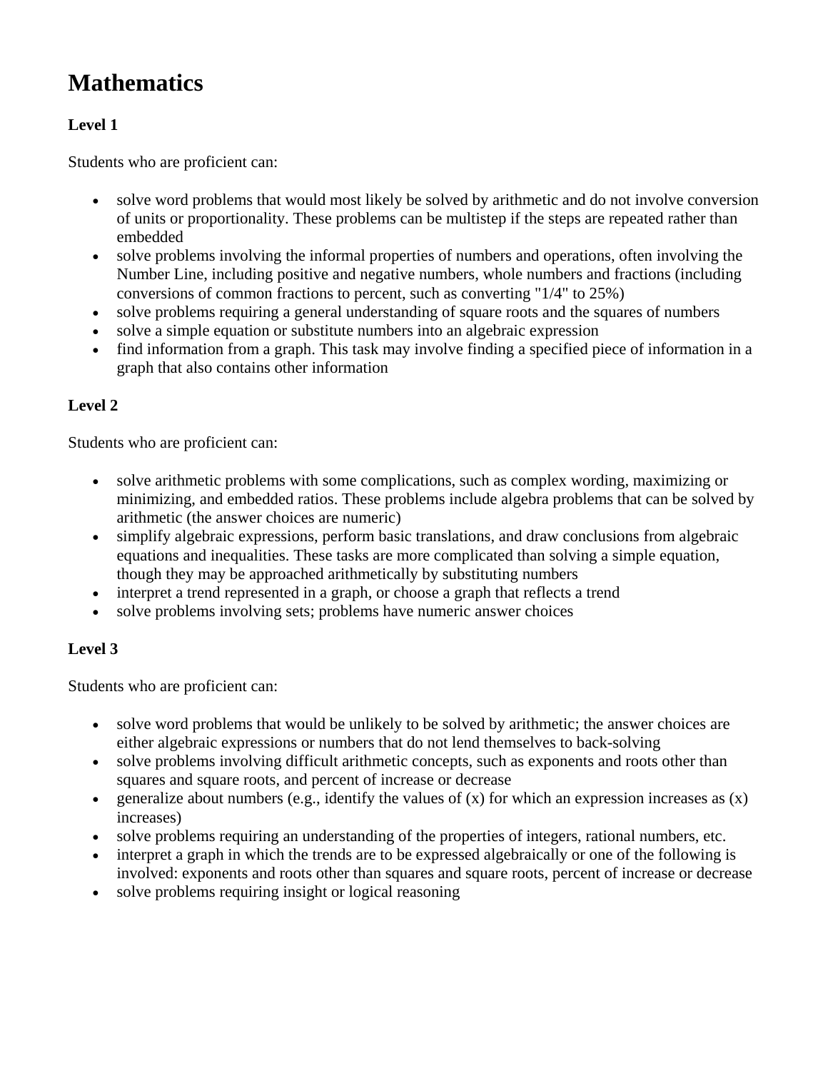# Mathematics

### Level 1

Students who are proficient can:

- solve word problems that would most likely be solved by arithmetic and do not involve conversion of units or proportionality. These problems can be multistep if the steps are repeated rather than embedded
- solve problems involving the informal properties of numbers and operations, often involving the Number Line, including positive and negative numbers, whole numbers and fractions (including conversions of common fractions to percent, such as converting "1/4" to 25%)
- solve problems requiring a general understanding of square roots and the squares of numbers
- solve a simple equation or substitute numbers into an algebraic expression
- find information from a graph. This task may involve finding a specified piece of information in a graph that also contains other information

### Level 2

Students who are proficient can:

- solve arithmetic problems with some complications, such as complex wording, maximizing or minimizing, and embedded ratios. These problems include algebra problems that can be solved by arithmetic (the answer choices are numeric)
- simplify algebraic expressions, perform basic translations, and draw conclusions from algebraic equations and inequalities. These tasks are more complicated than solving a simple equation, though they may be approached arithmetically by substituting numbers
- interpret a trend represented in a graph, or choose a graph that reflects a trend
- solve problems involving sets; problems have numeric answer choices

### Level 3

Students who are proficient can:

- solve word problems that would be unlikely to be solved by arithmetic; the answer choices are either algebraic expressions or numbers that do not lend themselves to back-solving
- solve problems involving difficult arithmetic concepts, such as exponents and roots other than squares and square roots, and percent of increase or decrease
- generalize about numbers (e.g., identify the values of $(x)$ for which an expression increases as $(x)$ increases)
- solve problems requiring an understanding of the properties of integers, rational numbers, etc.
- interpret a graph in which the trends are to be expressed algebraically or one of the following is involved: exponents and roots other than squares and square roots, percent of increase or decrease
- solve problems requiring insight or logical reasoning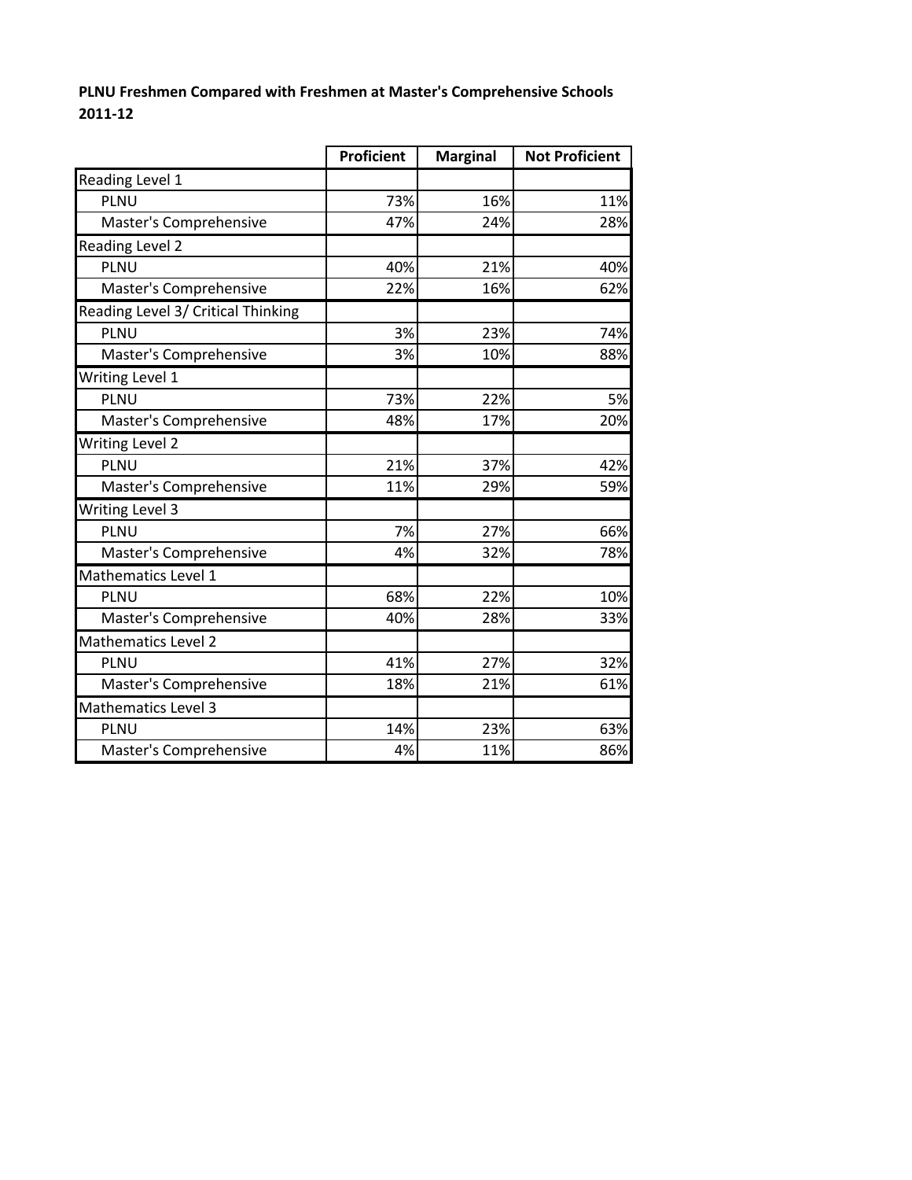**PLNU Freshmen Compared with Freshmen at Master's Comprehensive Schools 2011-12**

| | Proficient | Marginal | Not Proficient |
|---|---|---|---|
| Reading Level 1 | | | |
| PLNU | 73% | 16% | 11% |
| Master's Comprehensive | 47% | 24% | 28% |
| Reading Level 2 | | | |
| PLNU | 40% | 21% | 40% |
| Master's Comprehensive | 22% | 16% | 62% |
| Reading Level 3/ Critical Thinking | | | |
| PLNU | 3% | 23% | 74% |
| Master's Comprehensive | 3% | 10% | 88% |
| Writing Level 1 | | | |
| PLNU | 73% | 22% | 5% |
| Master's Comprehensive | 48% | 17% | 20% |
| Writing Level 2 | | | |
| PLNU | 21% | 37% | 42% |
| Master's Comprehensive | 11% | 29% | 59% |
| Writing Level 3 | | | |
| PLNU | 7% | 27% | 66% |
| Master's Comprehensive | 4% | 32% | 78% |
| Mathematics Level 1 | | | |
| PLNU | 68% | 22% | 10% |
| Master's Comprehensive | 40% | 28% | 33% |
| Mathematics Level 2 | | | |
| PLNU | 41% | 27% | 32% |
| Master's Comprehensive | 18% | 21% | 61% |
| Mathematics Level 3 | | | |
| PLNU | 14% | 23% | 63% |
| Master's Comprehensive | 4% | 11% | 86% |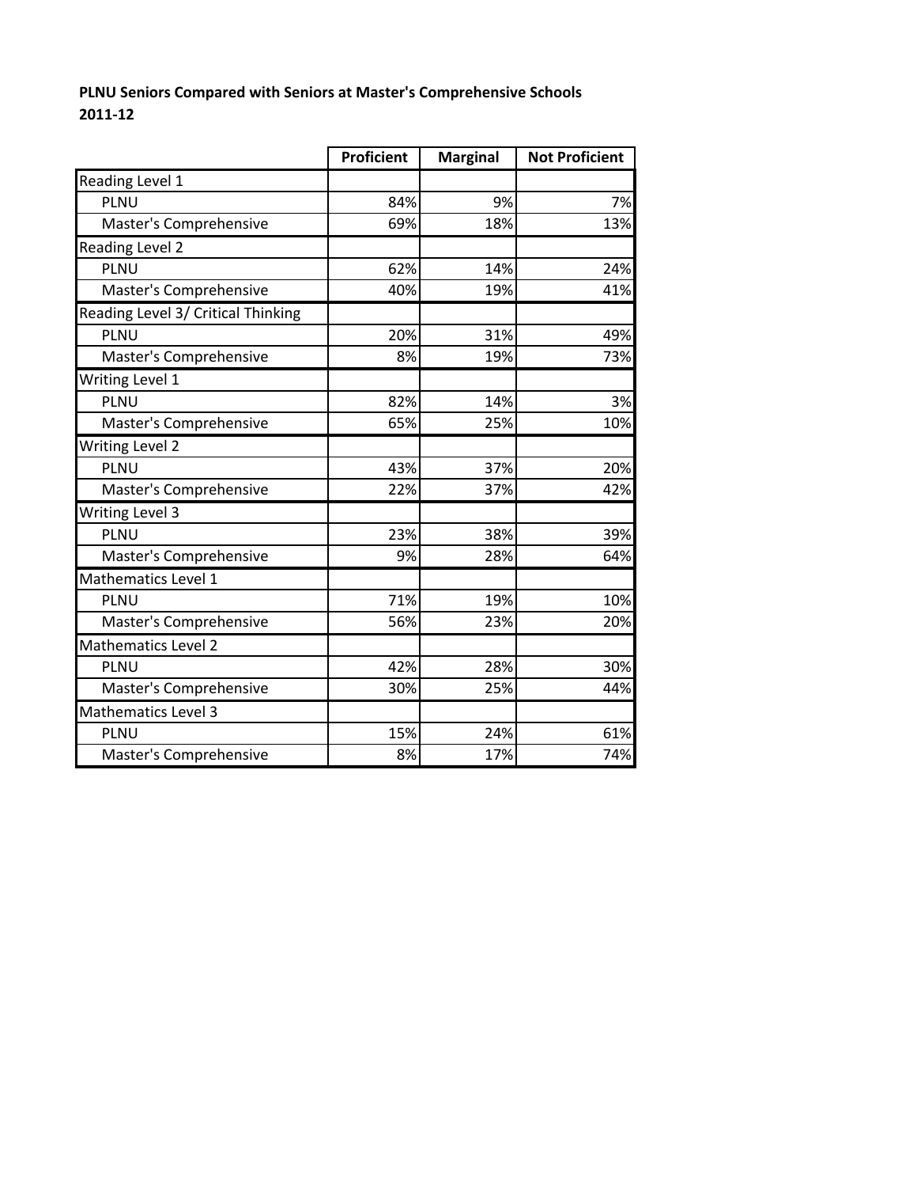**PLNU Seniors Compared with Seniors at Master's Comprehensive Schools**
**2011-12**

| | Proficient | Marginal | Not Proficient |
|---|---|---|---|
| Reading Level 1 | | | |
| PLNU | 84% | 9% | 7% |
| Master's Comprehensive | 69% | 18% | 13% |
| Reading Level 2 | | | |
| PLNU | 62% | 14% | 24% |
| Master's Comprehensive | 40% | 19% | 41% |
| Reading Level 3/ Critical Thinking | | | |
| PLNU | 20% | 31% | 49% |
| Master's Comprehensive | 8% | 19% | 73% |
| Writing Level 1 | | | |
| PLNU | 82% | 14% | 3% |
| Master's Comprehensive | 65% | 25% | 10% |
| Writing Level 2 | | | |
| PLNU | 43% | 37% | 20% |
| Master's Comprehensive | 22% | 37% | 42% |
| Writing Level 3 | | | |
| PLNU | 23% | 38% | 39% |
| Master's Comprehensive | 9% | 28% | 64% |
| Mathematics Level 1 | | | |
| PLNU | 71% | 19% | 10% |
| Master's Comprehensive | 56% | 23% | 20% |
| Mathematics Level 2 | | | |
| PLNU | 42% | 28% | 30% |
| Master's Comprehensive | 30% | 25% | 44% |
| Mathematics Level 3 | | | |
| PLNU | 15% | 24% | 61% |
| Master's Comprehensive | 8% | 17% | 74% |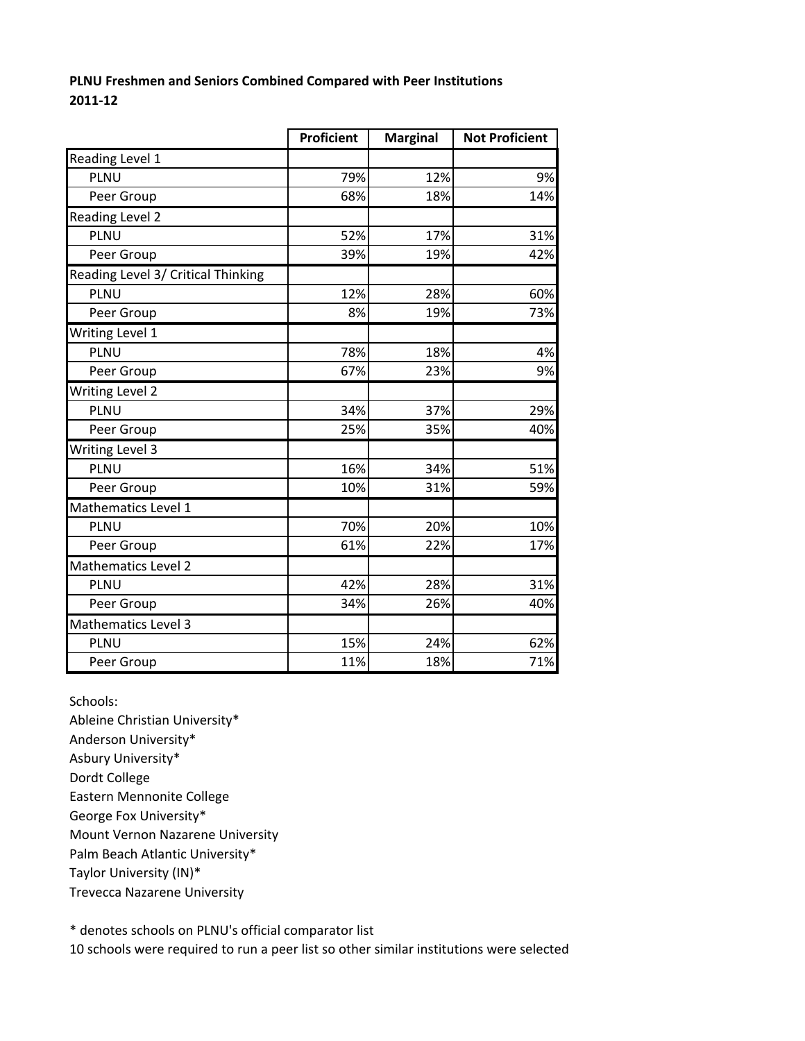**PLNU Freshmen and Seniors Combined Compared with Peer Institutions**
**2011-12**

| | Proficient | Marginal | Not Proficient |
|---|---|---|---|
| Reading Level 1 | | | |
| PLNU | 79% | 12% | 9% |
| Peer Group | 68% | 18% | 14% |
| Reading Level 2 | | | |
| PLNU | 52% | 17% | 31% |
| Peer Group | 39% | 19% | 42% |
| Reading Level 3/ Critical Thinking | | | |
| PLNU | 12% | 28% | 60% |
| Peer Group | 8% | 19% | 73% |
| Writing Level 1 | | | |
| PLNU | 78% | 18% | 4% |
| Peer Group | 67% | 23% | 9% |
| Writing Level 2 | | | |
| PLNU | 34% | 37% | 29% |
| Peer Group | 25% | 35% | 40% |
| Writing Level 3 | | | |
| PLNU | 16% | 34% | 51% |
| Peer Group | 10% | 31% | 59% |
| Mathematics Level 1 | | | |
| PLNU | 70% | 20% | 10% |
| Peer Group | 61% | 22% | 17% |
| Mathematics Level 2 | | | |
| PLNU | 42% | 28% | 31% |
| Peer Group | 34% | 26% | 40% |
| Mathematics Level 3 | | | |
| PLNU | 15% | 24% | 62% |
| Peer Group | 11% | 18% | 71% |

Schools:
Ableine Christian University*
Anderson University*
Asbury University*
Dordt College
Eastern Mennonite College
George Fox University*
Mount Vernon Nazarene University
Palm Beach Atlantic University*
Taylor University (IN)*
Trevecca Nazarene University

* denotes schools on PLNU's official comparator list
10 schools were required to run a peer list so other similar institutions were selected